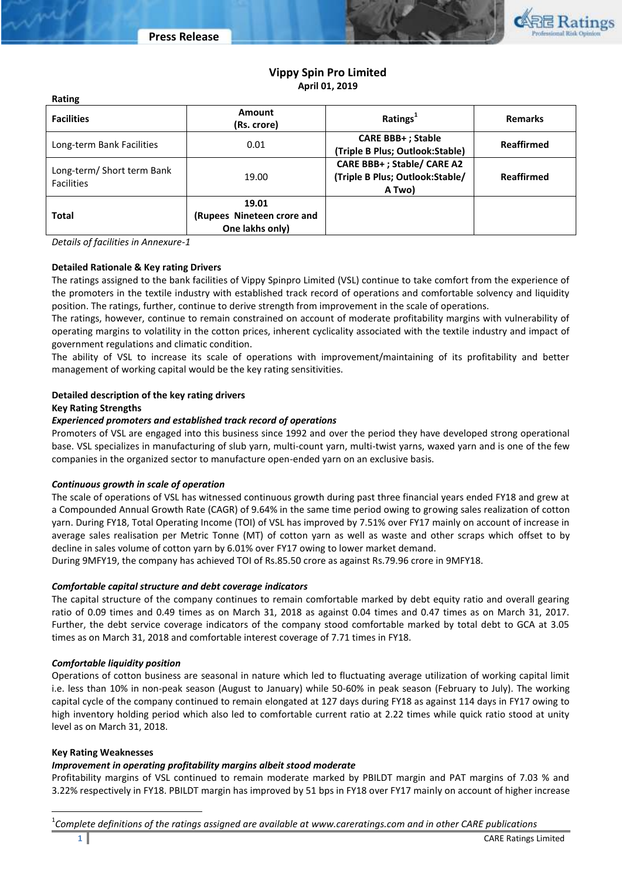# Vippy Spin Pro Limited

**April 01, 2019**

**Rating**

| Facilities | Amount (Rs. crore) | Ratings[1] | Remarks |
|---|---|---|---|
| Long-term Bank Facilities | 0.01 | CARE BBB+ ; Stable (Triple B Plus; Outlook:Stable) | Reaffirmed |
| Long-term/ Short term Bank Facilities | 19.00 | CARE BBB+ ; Stable/ CARE A2 (Triple B Plus; Outlook:Stable/ A Two) | Reaffirmed |
| Total | 19.01 (Rupees Nineteen crore and One lakhs only) | | |

*Details of facilities in Annexure-1*

**Detailed Rationale & Key rating Drivers**

The ratings assigned to the bank facilities of Vippy Spinpro Limited (VSL) continue to take comfort from the experience of the promoters in the textile industry with established track record of operations and comfortable solvency and liquidity position. The ratings, further, continue to derive strength from improvement in the scale of operations.

The ratings, however, continue to remain constrained on account of moderate profitability margins with vulnerability of operating margins to volatility in the cotton prices, inherent cyclicality associated with the textile industry and impact of government regulations and climatic condition.

The ability of VSL to increase its scale of operations with improvement/maintaining of its profitability and better management of working capital would be the key rating sensitivities.

**Detailed description of the key rating drivers**

**Key Rating Strengths**

***Experienced promoters and established track record of operations***

Promoters of VSL are engaged into this business since 1992 and over the period they have developed strong operational base. VSL specializes in manufacturing of slub yarn, multi-count yarn, multi-twist yarns, waxed yarn and is one of the few companies in the organized sector to manufacture open-ended yarn on an exclusive basis.

***Continuous growth in scale of operation***

The scale of operations of VSL has witnessed continuous growth during past three financial years ended FY18 and grew at a Compounded Annual Growth Rate (CAGR) of 9.64% in the same time period owing to growing sales realization of cotton yarn. During FY18, Total Operating Income (TOI) of VSL has improved by 7.51% over FY17 mainly on account of increase in average sales realisation per Metric Tonne (MT) of cotton yarn as well as waste and other scraps which offset to by decline in sales volume of cotton yarn by 6.01% over FY17 owing to lower market demand.

During 9MFY19, the company has achieved TOI of Rs.85.50 crore as against Rs.79.96 crore in 9MFY18.

***Comfortable capital structure and debt coverage indicators***

The capital structure of the company continues to remain comfortable marked by debt equity ratio and overall gearing ratio of 0.09 times and 0.49 times as on March 31, 2018 as against 0.04 times and 0.47 times as on March 31, 2017. Further, the debt service coverage indicators of the company stood comfortable marked by total debt to GCA at 3.05 times as on March 31, 2018 and comfortable interest coverage of 7.71 times in FY18.

***Comfortable liquidity position***

Operations of cotton business are seasonal in nature which led to fluctuating average utilization of working capital limit i.e. less than 10% in non-peak season (August to January) while 50-60% in peak season (February to July). The working capital cycle of the company continued to remain elongated at 127 days during FY18 as against 114 days in FY17 owing to high inventory holding period which also led to comfortable current ratio at 2.22 times while quick ratio stood at unity level as on March 31, 2018.

**Key Rating Weaknesses**

***Improvement in operating profitability margins albeit stood moderate***

Profitability margins of VSL continued to remain moderate marked by PBILDT margin and PAT margins of 7.03 % and 3.22% respectively in FY18. PBILDT margin has improved by 51 bps in FY18 over FY17 mainly on account of higher increase

[1] *Complete definitions of the ratings assigned are available at www.careratings.com and in other CARE publications*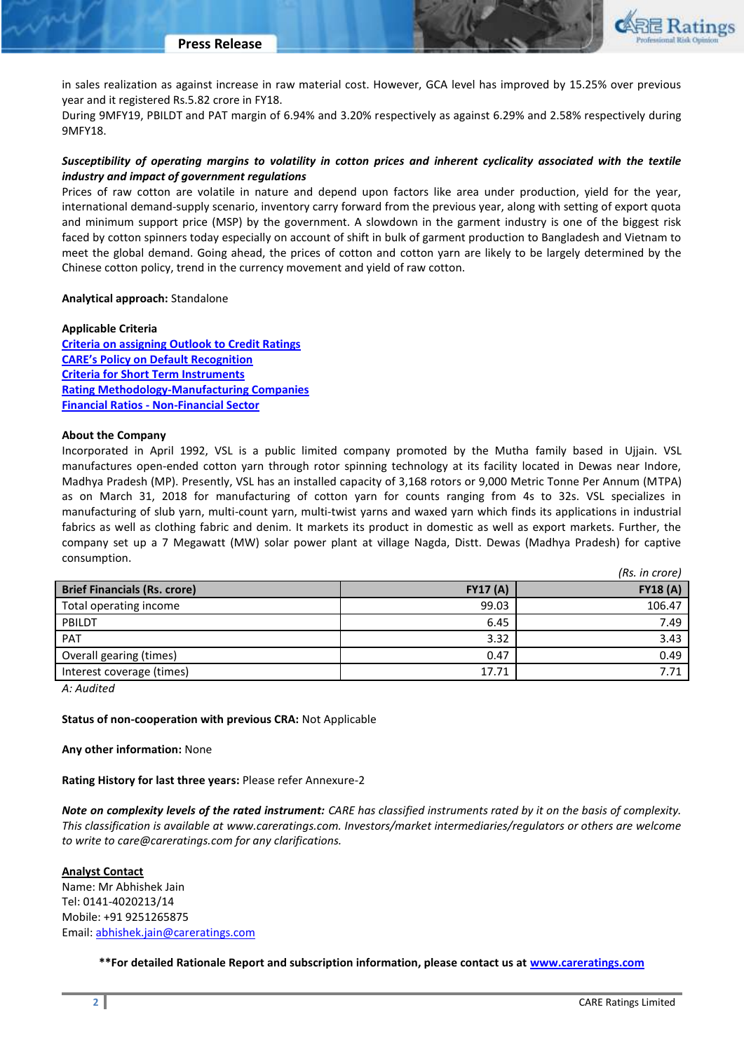in sales realization as against increase in raw material cost. However, GCA level has improved by 15.25% over previous year and it registered Rs.5.82 crore in FY18.
During 9MFY19, PBILDT and PAT margin of 6.94% and 3.20% respectively as against 6.29% and 2.58% respectively during 9MFY18.

***Susceptibility of operating margins to volatility in cotton prices and inherent cyclicality associated with the textile industry and impact of government regulations***
Prices of raw cotton are volatile in nature and depend upon factors like area under production, yield for the year, international demand-supply scenario, inventory carry forward from the previous year, along with setting of export quota and minimum support price (MSP) by the government. A slowdown in the garment industry is one of the biggest risk faced by cotton spinners today especially on account of shift in bulk of garment production to Bangladesh and Vietnam to meet the global demand. Going ahead, the prices of cotton and cotton yarn are likely to be largely determined by the Chinese cotton policy, trend in the currency movement and yield of raw cotton.

**Analytical approach:** Standalone

**Applicable Criteria**
[Criteria on assigning Outlook to Credit Ratings]
[CARE's Policy on Default Recognition]
[Criteria for Short Term Instruments]
[Rating Methodology-Manufacturing Companies]
[Financial Ratios - Non-Financial Sector]

**About the Company**
Incorporated in April 1992, VSL is a public limited company promoted by the Mutha family based in Ujjain. VSL manufactures open-ended cotton yarn through rotor spinning technology at its facility located in Dewas near Indore, Madhya Pradesh (MP). Presently, VSL has an installed capacity of 3,168 rotors or 9,000 Metric Tonne Per Annum (MTPA) as on March 31, 2018 for manufacturing of cotton yarn for counts ranging from 4s to 32s. VSL specializes in manufacturing of slub yarn, multi-count yarn, multi-twist yarns and waxed yarn which finds its applications in industrial fabrics as well as clothing fabric and denim. It markets its product in domestic as well as export markets. Further, the company set up a 7 Megawatt (MW) solar power plant at village Nagda, Distt. Dewas (Madhya Pradesh) for captive consumption.

*(Rs. in crore)*

| Brief Financials (Rs. crore) | FY17 (A) | FY18 (A) |
|---|---|---|
| Total operating income | 99.03 | 106.47 |
| PBILDT | 6.45 | 7.49 |
| PAT | 3.32 | 3.43 |
| Overall gearing (times) | 0.47 | 0.49 |
| Interest coverage (times) | 17.71 | 7.71 |

*A: Audited*

**Status of non-cooperation with previous CRA:** Not Applicable

**Any other information:** None

**Rating History for last three years:** Please refer Annexure-2

***Note on complexity levels of the rated instrument:*** *CARE has classified instruments rated by it on the basis of complexity. This classification is available at www.careratings.com. Investors/market intermediaries/regulators or others are welcome to write to care@careratings.com for any clarifications.*

**Analyst Contact**
Name: Mr Abhishek Jain
Tel: 0141-4020213/14
Mobile: +91 9251265875
Email: abhishek.jain@careratings.com

**\*\*For detailed Rationale Report and subscription information, please contact us at www.careratings.com**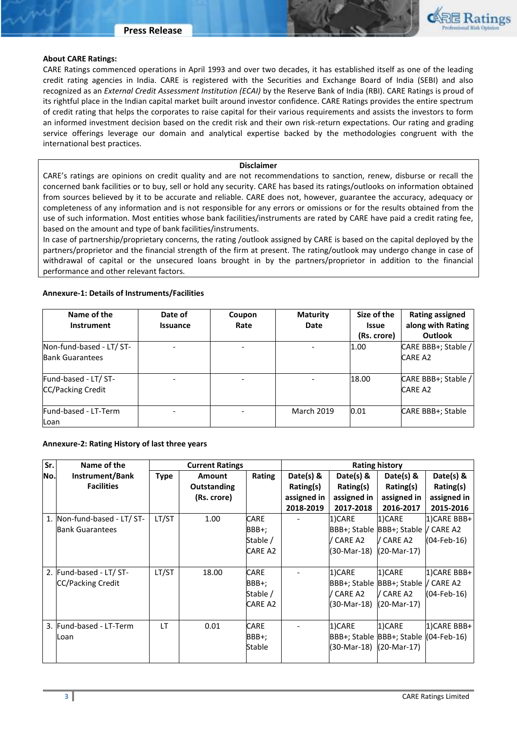### About CARE Ratings:

CARE Ratings commenced operations in April 1993 and over two decades, it has established itself as one of the leading credit rating agencies in India. CARE is registered with the Securities and Exchange Board of India (SEBI) and also recognized as an *External Credit Assessment Institution (ECAI)* by the Reserve Bank of India (RBI). CARE Ratings is proud of its rightful place in the Indian capital market built around investor confidence. CARE Ratings provides the entire spectrum of credit rating that helps the corporates to raise capital for their various requirements and assists the investors to form an informed investment decision based on the credit risk and their own risk-return expectations. Our rating and grading service offerings leverage our domain and analytical expertise backed by the methodologies congruent with the international best practices.

**Disclaimer**

CARE's ratings are opinions on credit quality and are not recommendations to sanction, renew, disburse or recall the concerned bank facilities or to buy, sell or hold any security. CARE has based its ratings/outlooks on information obtained from sources believed by it to be accurate and reliable. CARE does not, however, guarantee the accuracy, adequacy or completeness of any information and is not responsible for any errors or omissions or for the results obtained from the use of such information. Most entities whose bank facilities/instruments are rated by CARE have paid a credit rating fee, based on the amount and type of bank facilities/instruments.

In case of partnership/proprietary concerns, the rating /outlook assigned by CARE is based on the capital deployed by the partners/proprietor and the financial strength of the firm at present. The rating/outlook may undergo change in case of withdrawal of capital or the unsecured loans brought in by the partners/proprietor in addition to the financial performance and other relevant factors.

### Annexure-1: Details of Instruments/Facilities

| Name of the Instrument | Date of Issuance | Coupon Rate | Maturity Date | Size of the Issue (Rs. crore) | Rating assigned along with Rating Outlook |
|---|---|---|---|---|---|
| Non-fund-based - LT/ ST-Bank Guarantees | - | - | - | 1.00 | CARE BBB+; Stable / CARE A2 |
| Fund-based - LT/ ST-CC/Packing Credit | - | - | - | 18.00 | CARE BBB+; Stable / CARE A2 |
| Fund-based - LT-Term Loan | - | - | March 2019 | 0.01 | CARE BBB+; Stable |

### Annexure-2: Rating History of last three years

| Sr. No. | Name of the Instrument/Bank Facilities | Current Ratings | | | Rating history | | | |
|---|---|---|---|---|---|---|---|---|
| | | Type | Amount Outstanding (Rs. crore) | Rating | Date(s) & Rating(s) assigned in 2018-2019 | Date(s) & Rating(s) assigned in 2017-2018 | Date(s) & Rating(s) assigned in 2016-2017 | Date(s) & Rating(s) assigned in 2015-2016 |
| 1. | Non-fund-based - LT/ ST-Bank Guarantees | LT/ST | 1.00 | CARE BBB+; Stable / CARE A2 | - | 1)CARE BBB+; Stable / CARE A2 (30-Mar-18) | 1)CARE BBB+; Stable / CARE A2 (20-Mar-17) | 1)CARE BBB+ / CARE A2 (04-Feb-16) |
| 2. | Fund-based - LT/ ST-CC/Packing Credit | LT/ST | 18.00 | CARE BBB+; Stable / CARE A2 | - | 1)CARE BBB+; Stable / CARE A2 (30-Mar-18) | 1)CARE BBB+; Stable / CARE A2 (20-Mar-17) | 1)CARE BBB+ / CARE A2 (04-Feb-16) |
| 3. | Fund-based - LT-Term Loan | LT | 0.01 | CARE BBB+; Stable | - | 1)CARE BBB+; Stable (30-Mar-18) | 1)CARE BBB+; Stable (20-Mar-17) | 1)CARE BBB+ (04-Feb-16) |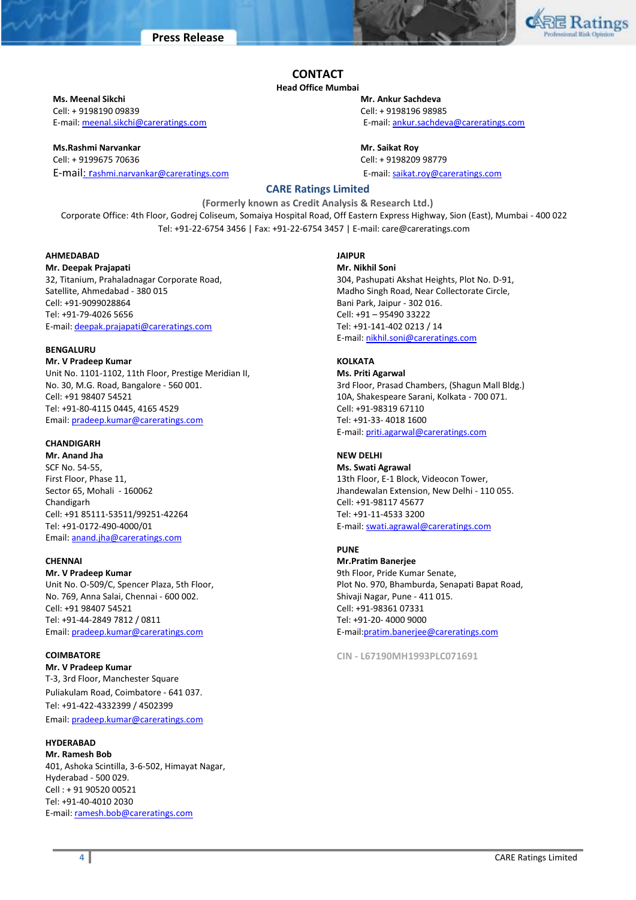## CONTACT

**Head Office Mumbai**

**Ms. Meenal Sikchi**
Cell: + 9198190 09839
E-mail: meenal.sikchi@careratings.com

**Mr. Ankur Sachdeva**
Cell: + 9198196 98985
E-mail: ankur.sachdeva@careratings.com

**Ms.Rashmi Narvankar**
Cell: + 9199675 70636
E-mail: rashmi.narvankar@careratings.com

**Mr. Saikat Roy**
Cell: + 9198209 98779
E-mail: saikat.roy@careratings.com

## CARE Ratings Limited

**(Formerly known as Credit Analysis & Research Ltd.)**

Corporate Office: 4th Floor, Godrej Coliseum, Somaiya Hospital Road, Off Eastern Express Highway, Sion (East), Mumbai - 400 022
Tel: +91-22-6754 3456 | Fax: +91-22-6754 3457 | E-mail: care@careratings.com

**AHMEDABAD**
**Mr. Deepak Prajapati**
32, Titanium, Prahaladnagar Corporate Road,
Satellite, Ahmedabad - 380 015
Cell: +91-9099028864
Tel: +91-79-4026 5656
E-mail: deepak.prajapati@careratings.com

**BENGALURU**
**Mr. V Pradeep Kumar**
Unit No. 1101-1102, 11th Floor, Prestige Meridian II,
No. 30, M.G. Road, Bangalore - 560 001.
Cell: +91 98407 54521
Tel: +91-80-4115 0445, 4165 4529
Email: pradeep.kumar@careratings.com

**CHANDIGARH**
**Mr. Anand Jha**
SCF No. 54-55,
First Floor, Phase 11,
Sector 65, Mohali - 160062
Chandigarh
Cell: +91 85111-53511/99251-42264
Tel: +91-0172-490-4000/01
Email: anand.jha@careratings.com

**CHENNAI**
**Mr. V Pradeep Kumar**
Unit No. O-509/C, Spencer Plaza, 5th Floor,
No. 769, Anna Salai, Chennai - 600 002.
Cell: +91 98407 54521
Tel: +91-44-2849 7812 / 0811
Email: pradeep.kumar@careratings.com

**COIMBATORE**
**Mr. V Pradeep Kumar**
T-3, 3rd Floor, Manchester Square
Puliakulam Road, Coimbatore - 641 037.
Tel: +91-422-4332399 / 4502399
Email: pradeep.kumar@careratings.com

**HYDERABAD**
**Mr. Ramesh Bob**
401, Ashoka Scintilla, 3-6-502, Himayat Nagar,
Hyderabad - 500 029.
Cell : + 91 90520 00521
Tel: +91-40-4010 2030
E-mail: ramesh.bob@careratings.com

**JAIPUR**
**Mr. Nikhil Soni**
304, Pashupati Akshat Heights, Plot No. D-91,
Madho Singh Road, Near Collectorate Circle,
Bani Park, Jaipur - 302 016.
Cell: +91 – 95490 33222
Tel: +91-141-402 0213 / 14
E-mail: nikhil.soni@careratings.com

**KOLKATA**
**Ms. Priti Agarwal**
3rd Floor, Prasad Chambers, (Shagun Mall Bldg.)
10A, Shakespeare Sarani, Kolkata - 700 071.
Cell: +91-98319 67110
Tel: +91-33- 4018 1600
E-mail: priti.agarwal@careratings.com

**NEW DELHI**
**Ms. Swati Agrawal**
13th Floor, E-1 Block, Videocon Tower,
Jhandewalan Extension, New Delhi - 110 055.
Cell: +91-98117 45677
Tel: +91-11-4533 3200
E-mail: swati.agrawal@careratings.com

**PUNE**
**Mr.Pratim Banerjee**
9th Floor, Pride Kumar Senate,
Plot No. 970, Bhamburda, Senapati Bapat Road,
Shivaji Nagar, Pune - 411 015.
Cell: +91-98361 07331
Tel: +91-20- 4000 9000
E-mail:pratim.banerjee@careratings.com

**CIN - L67190MH1993PLC071691**